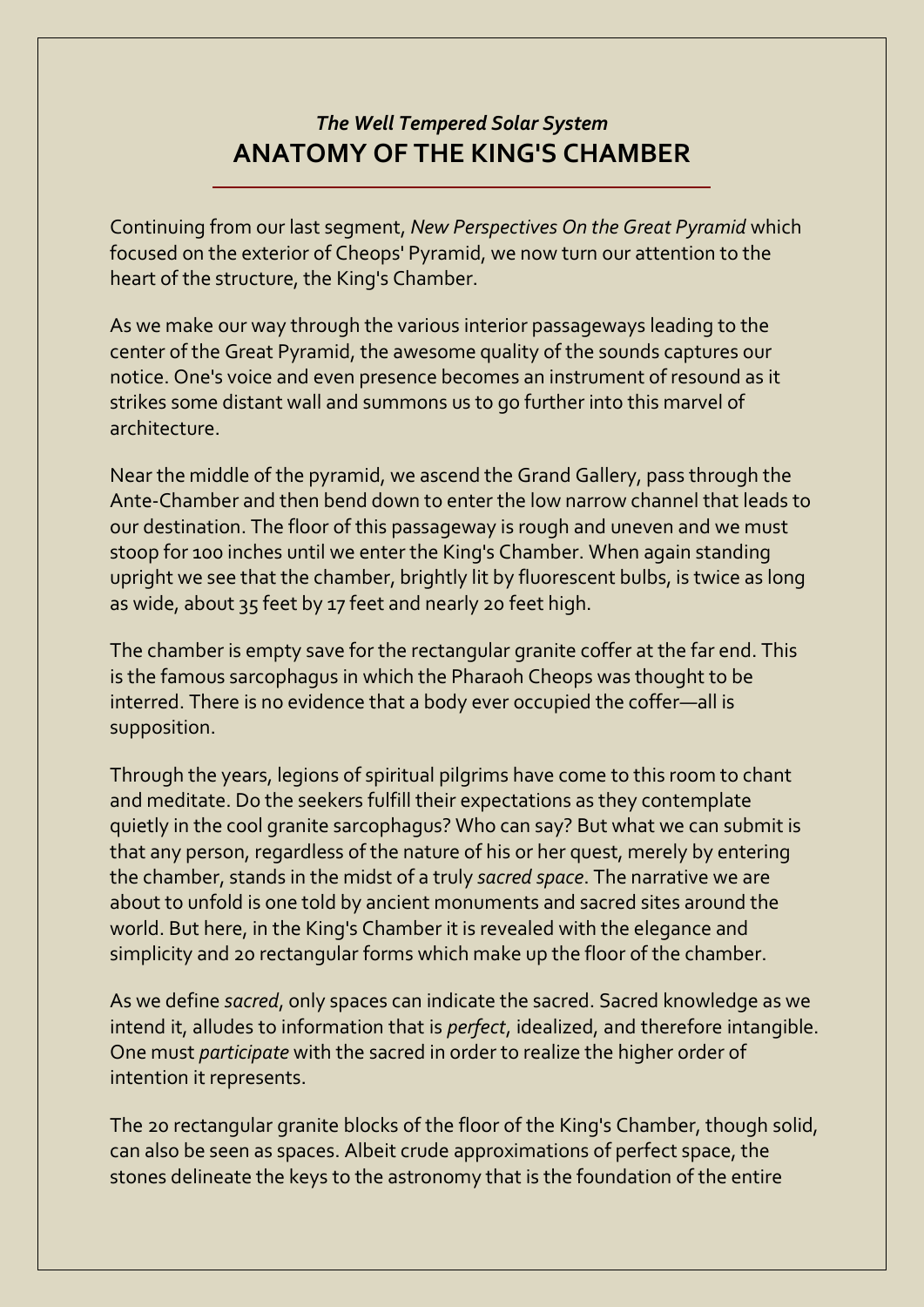*The Well Tempered Solar System*

# ANATOMY OF THE KING'S CHAMBER

Continuing from our last segment, *New Perspectives On the Great Pyramid* which focused on the exterior of Cheops' Pyramid, we now turn our attention to the heart of the structure, the King's Chamber.

As we make our way through the various interior passageways leading to the center of the Great Pyramid, the awesome quality of the sounds captures our notice. One's voice and even presence becomes an instrument of resound as it strikes some distant wall and summons us to go further into this marvel of architecture.

Near the middle of the pyramid, we ascend the Grand Gallery, pass through the Ante-Chamber and then bend down to enter the low narrow channel that leads to our destination. The floor of this passageway is rough and uneven and we must stoop for 100 inches until we enter the King's Chamber. When again standing upright we see that the chamber, brightly lit by fluorescent bulbs, is twice as long as wide, about 35 feet by 17 feet and nearly 20 feet high.

The chamber is empty save for the rectangular granite coffer at the far end. This is the famous sarcophagus in which the Pharaoh Cheops was thought to be interred. There is no evidence that a body ever occupied the coffer—all is supposition.

Through the years, legions of spiritual pilgrims have come to this room to chant and meditate. Do the seekers fulfill their expectations as they contemplate quietly in the cool granite sarcophagus? Who can say? But what we can submit is that any person, regardless of the nature of his or her quest, merely by entering the chamber, stands in the midst of a truly *sacred space*. The narrative we are about to unfold is one told by ancient monuments and sacred sites around the world. But here, in the King's Chamber it is revealed with the elegance and simplicity and 20 rectangular forms which make up the floor of the chamber.

As we define *sacred*, only spaces can indicate the sacred. Sacred knowledge as we intend it, alludes to information that is *perfect*, idealized, and therefore intangible. One must *participate* with the sacred in order to realize the higher order of intention it represents.

The 20 rectangular granite blocks of the floor of the King's Chamber, though solid, can also be seen as spaces. Albeit crude approximations of perfect space, the stones delineate the keys to the astronomy that is the foundation of the entire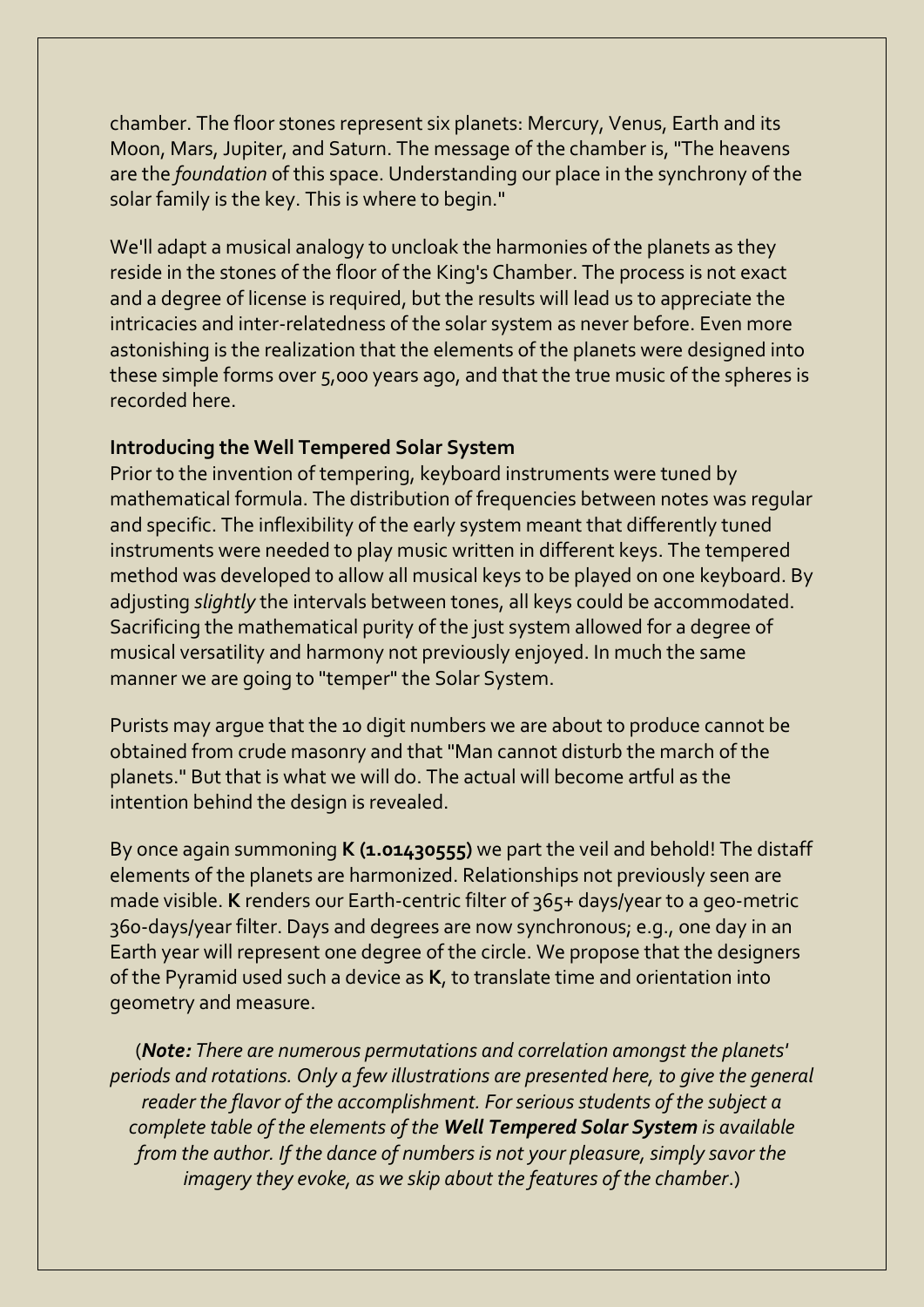chamber. The floor stones represent six planets: Mercury, Venus, Earth and its Moon, Mars, Jupiter, and Saturn. The message of the chamber is, "The heavens are the *foundation* of this space. Understanding our place in the synchrony of the solar family is the key. This is where to begin."

We'll adapt a musical analogy to uncloak the harmonies of the planets as they reside in the stones of the floor of the King's Chamber. The process is not exact and a degree of license is required, but the results will lead us to appreciate the intricacies and inter-relatedness of the solar system as never before. Even more astonishing is the realization that the elements of the planets were designed into these simple forms over 5,000 years ago, and that the true music of the spheres is recorded here.

**Introducing the Well Tempered Solar System**

Prior to the invention of tempering, keyboard instruments were tuned by mathematical formula. The distribution of frequencies between notes was regular and specific. The inflexibility of the early system meant that differently tuned instruments were needed to play music written in different keys. The tempered method was developed to allow all musical keys to be played on one keyboard. By adjusting *slightly* the intervals between tones, all keys could be accommodated. Sacrificing the mathematical purity of the just system allowed for a degree of musical versatility and harmony not previously enjoyed. In much the same manner we are going to "temper" the Solar System.

Purists may argue that the 10 digit numbers we are about to produce cannot be obtained from crude masonry and that "Man cannot disturb the march of the planets." But that is what we will do. The actual will become artful as the intention behind the design is revealed.

By once again summoning **K (1.01430555)** we part the veil and behold! The distaff elements of the planets are harmonized. Relationships not previously seen are made visible. **K** renders our Earth-centric filter of 365+ days/year to a geo-metric 360-days/year filter. Days and degrees are now synchronous; e.g., one day in an Earth year will represent one degree of the circle. We propose that the designers of the Pyramid used such a device as **K**, to translate time and orientation into geometry and measure.

(***Note:*** *There are numerous permutations and correlation amongst the planets' periods and rotations. Only a few illustrations are presented here, to give the general reader the flavor of the accomplishment. For serious students of the subject a complete table of the elements of the* ***Well Tempered Solar System*** *is available from the author. If the dance of numbers is not your pleasure, simply savor the imagery they evoke, as we skip about the features of the chamber*.)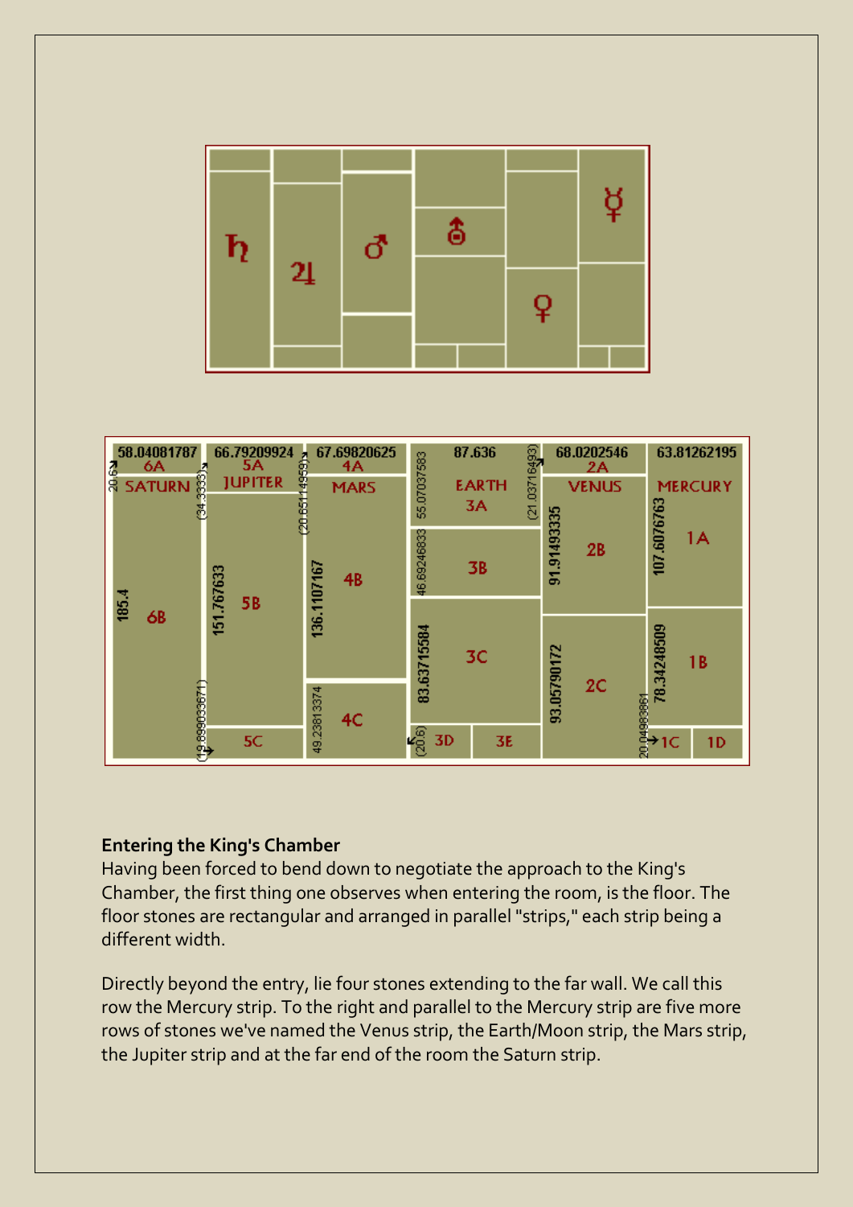58.04081787
6A
20.6
SATURN
185.4
6B

66.79209924
5A
JUPITER
(34.3333)
151.767633
5B
(19.899033671)
5C

67.69820625
4A
MARS
(20.65114959)
136.1107167
4B
49.23813374
4C

87.636
EARTH
3A
55.07037583
(21.03716493)
46.69246833
3B
83.63715584
3C
(20.6)
3D
3E

68.0202546
2A
VENUS
91.91493335
2B
93.05790172
2C

63.81262195
MERCURY
107.6076763
1A
78.34248509
1B
20.04983861
1C
1D

**Entering the King's Chamber**

Having been forced to bend down to negotiate the approach to the King's Chamber, the first thing one observes when entering the room, is the floor. The floor stones are rectangular and arranged in parallel "strips," each strip being a different width.

Directly beyond the entry, lie four stones extending to the far wall. We call this row the Mercury strip. To the right and parallel to the Mercury strip are five more rows of stones we've named the Venus strip, the Earth/Moon strip, the Mars strip, the Jupiter strip and at the far end of the room the Saturn strip.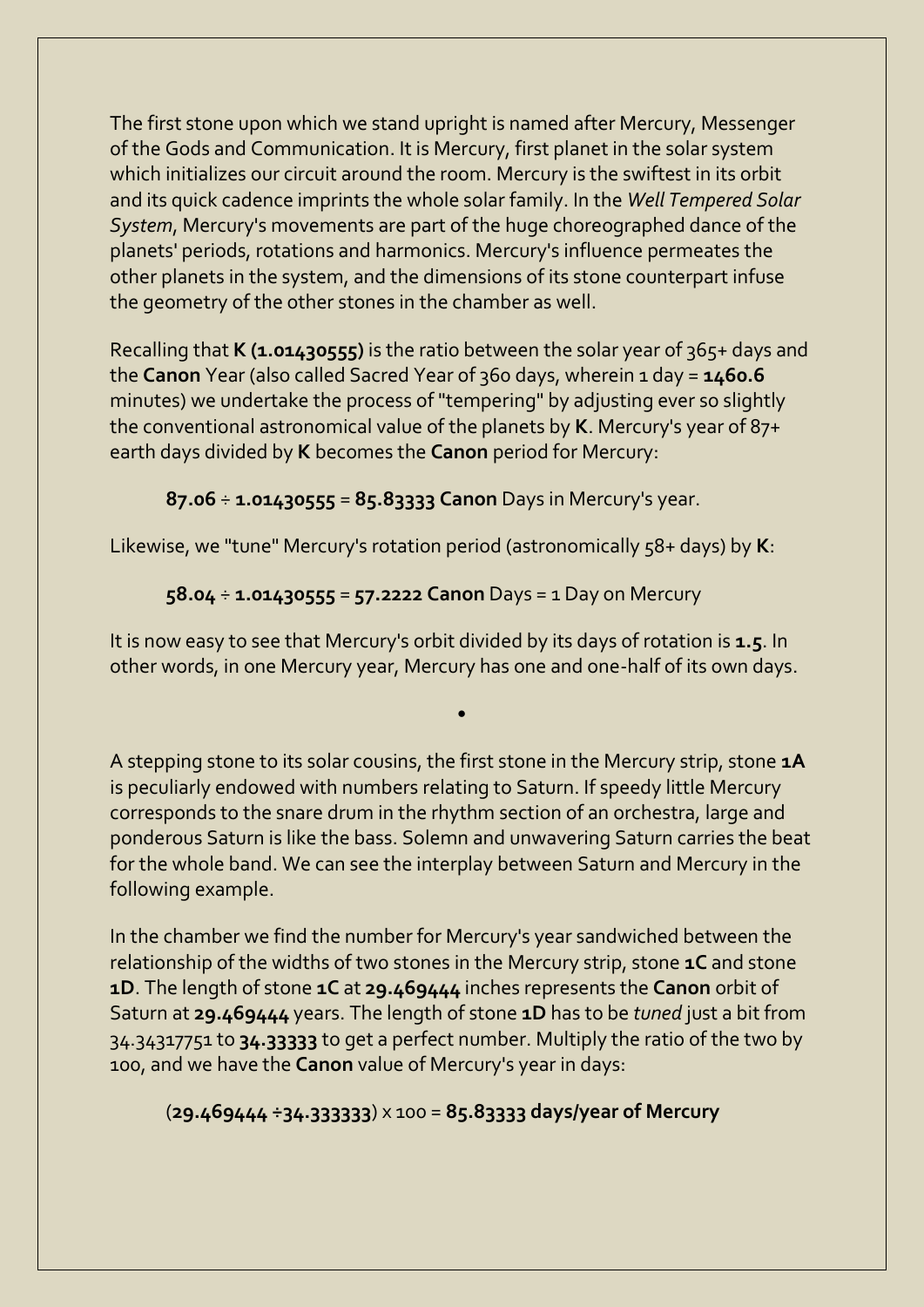The first stone upon which we stand upright is named after Mercury, Messenger of the Gods and Communication. It is Mercury, first planet in the solar system which initializes our circuit around the room. Mercury is the swiftest in its orbit and its quick cadence imprints the whole solar family. In the *Well Tempered Solar System*, Mercury's movements are part of the huge choreographed dance of the planets' periods, rotations and harmonics. Mercury's influence permeates the other planets in the system, and the dimensions of its stone counterpart infuse the geometry of the other stones in the chamber as well.

Recalling that **K (1.01430555)** is the ratio between the solar year of 365+ days and the **Canon** Year (also called Sacred Year of 360 days, wherein 1 day = **1460.6** minutes) we undertake the process of "tempering" by adjusting ever so slightly the conventional astronomical value of the planets by **K**. Mercury's year of 87+ earth days divided by **K** becomes the **Canon** period for Mercury:

**87.06** ÷ **1.01430555** = **85.83333 Canon** Days in Mercury's year.

Likewise, we "tune" Mercury's rotation period (astronomically 58+ days) by **K**:

**58.04** ÷ **1.01430555** = **57.2222 Canon** Days = 1 Day on Mercury

It is now easy to see that Mercury's orbit divided by its days of rotation is **1.5**. In other words, in one Mercury year, Mercury has one and one-half of its own days.

•

A stepping stone to its solar cousins, the first stone in the Mercury strip, stone **1A** is peculiarly endowed with numbers relating to Saturn. If speedy little Mercury corresponds to the snare drum in the rhythm section of an orchestra, large and ponderous Saturn is like the bass. Solemn and unwavering Saturn carries the beat for the whole band. We can see the interplay between Saturn and Mercury in the following example.

In the chamber we find the number for Mercury's year sandwiched between the relationship of the widths of two stones in the Mercury strip, stone **1C** and stone **1D**. The length of stone **1C** at **29.469444** inches represents the **Canon** orbit of Saturn at **29.469444** years. The length of stone **1D** has to be *tuned* just a bit from 34.34317751 to **34.33333** to get a perfect number. Multiply the ratio of the two by 100, and we have the **Canon** value of Mercury's year in days:

(**29.469444** ÷**34.333333**) x 100 = **85.83333 days/year of Mercury**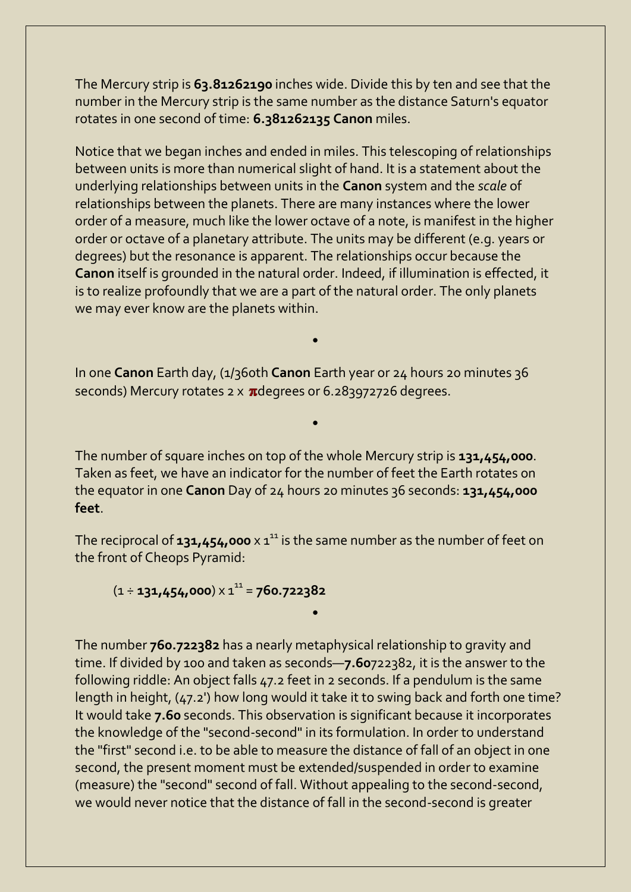The Mercury strip is **63.81262190** inches wide. Divide this by ten and see that the number in the Mercury strip is the same number as the distance Saturn's equator rotates in one second of time: **6.381262135 Canon** miles.

Notice that we began inches and ended in miles. This telescoping of relationships between units is more than numerical slight of hand. It is a statement about the underlying relationships between units in the **Canon** system and the *scale* of relationships between the planets. There are many instances where the lower order of a measure, much like the lower octave of a note, is manifest in the higher order or octave of a planetary attribute. The units may be different (e.g. years or degrees) but the resonance is apparent. The relationships occur because the **Canon** itself is grounded in the natural order. Indeed, if illumination is effected, it is to realize profoundly that we are a part of the natural order. The only planets we may ever know are the planets within.

•

In one **Canon** Earth day, (1/360th **Canon** Earth year or 24 hours 20 minutes 36 seconds) Mercury rotates 2 x **π**degrees or 6.283972726 degrees.

•

The number of square inches on top of the whole Mercury strip is **131,454,000**. Taken as feet, we have an indicator for the number of feet the Earth rotates on the equator in one **Canon** Day of 24 hours 20 minutes 36 seconds: **131,454,000 feet**.

The reciprocal of **131,454,000** x $1^{11}$ is the same number as the number of feet on the front of Cheops Pyramid:

(1 ÷ **131,454,000**) x $1^{11}$ = **760.722382**

•

The number **760.722382** has a nearly metaphysical relationship to gravity and time. If divided by 100 and taken as seconds—**7.60**722382, it is the answer to the following riddle: An object falls 47.2 feet in 2 seconds. If a pendulum is the same length in height, (47.2') how long would it take it to swing back and forth one time? It would take **7.60** seconds. This observation is significant because it incorporates the knowledge of the "second-second" in its formulation. In order to understand the "first" second i.e. to be able to measure the distance of fall of an object in one second, the present moment must be extended/suspended in order to examine (measure) the "second" second of fall. Without appealing to the second-second, we would never notice that the distance of fall in the second-second is greater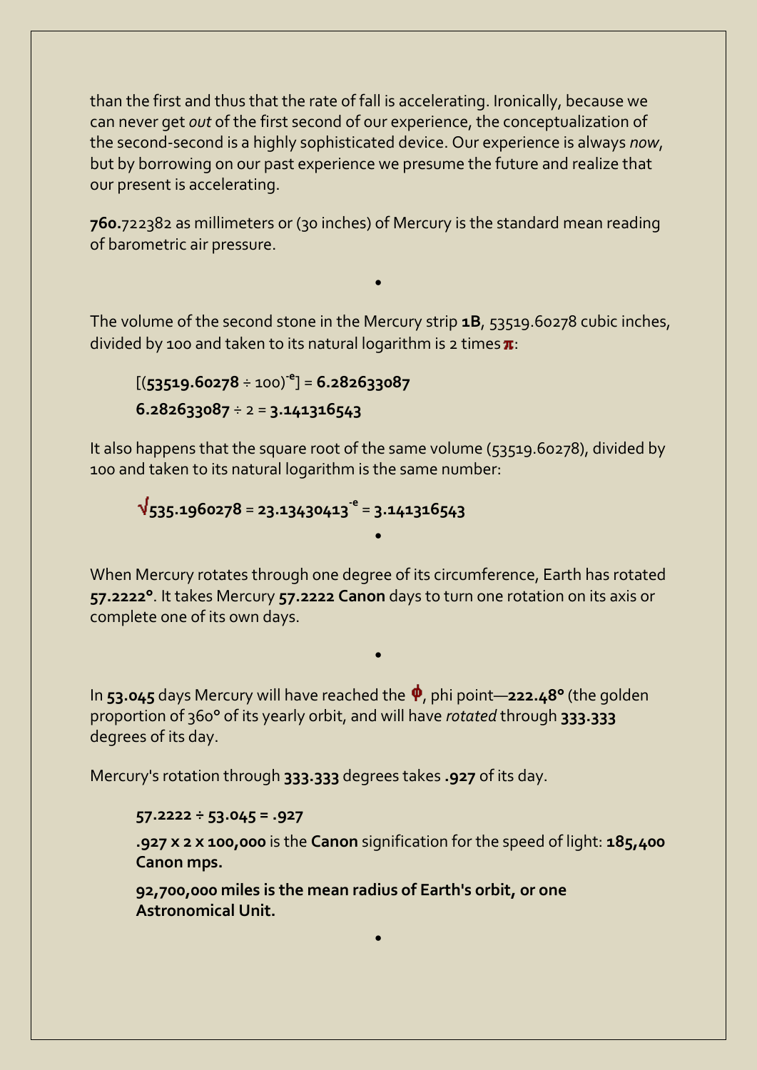than the first and thus that the rate of fall is accelerating. Ironically, because we can never get *out* of the first second of our experience, the conceptualization of the second-second is a highly sophisticated device. Our experience is always *now*, but by borrowing on our past experience we presume the future and realize that our present is accelerating.

**760.**722382 as millimeters or (30 inches) of Mercury is the standard mean reading of barometric air pressure.

•

The volume of the second stone in the Mercury strip **1B**, 53519.60278 cubic inches, divided by 100 and taken to its natural logarithm is 2 times $\pi$:

$$[(\mathbf{53519.60278} \div 100)^{-e}] = \mathbf{6.282633087}$$

$$\mathbf{6.282633087} \div 2 = \mathbf{3.141316543}$$

It also happens that the square root of the same volume (53519.60278), divided by 100 and taken to its natural logarithm is the same number:

$$\sqrt{\mathbf{535.1960278}} = \mathbf{23.13430413}^{-e} = \mathbf{3.141316543}$$

•

When Mercury rotates through one degree of its circumference, Earth has rotated **57.2222°**. It takes Mercury **57.2222 Canon** days to turn one rotation on its axis or complete one of its own days.

•

In **53.045** days Mercury will have reached the $\Phi$, phi point—**222.48°** (the golden proportion of 360° of its yearly orbit, and will have *rotated* through **333.333** degrees of its day.

Mercury's rotation through **333.333** degrees takes **.927** of its day.

**57.2222 ÷ 53.045 = .927**

**.927 x 2 x 100,000** is the **Canon** signification for the speed of light: **185,400 Canon mps.**

**92,700,000 miles is the mean radius of Earth's orbit, or one Astronomical Unit.**

•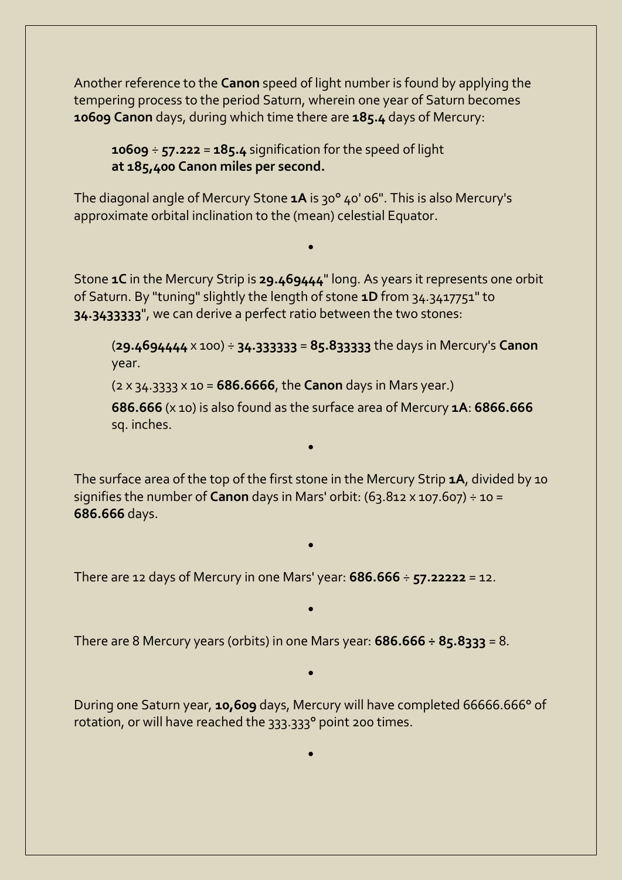Another reference to the **Canon** speed of light number is found by applying the tempering process to the period Saturn, wherein one year of Saturn becomes **10609 Canon** days, during which time there are **185.4** days of Mercury:

> **10609** ÷ **57.222** = **185.4** signification for the speed of light **at 185,400 Canon miles per second.**

The diagonal angle of Mercury Stone **1A** is 30° 40' 06". This is also Mercury's approximate orbital inclination to the (mean) celestial Equator.

•

Stone **1C** in the Mercury Strip is **29.469444**" long. As years it represents one orbit of Saturn. By "tuning" slightly the length of stone **1D** from 34.3417751" to **34.3433333**", we can derive a perfect ratio between the two stones:

> (**29.4694444** x 100) ÷ **34.333333** = **85.833333** the days in Mercury's **Canon** year.
>
> (2 x 34.3333 x 10 = **686.6666**, the **Canon** days in Mars year.)
>
> **686.666** (x 10) is also found as the surface area of Mercury **1A**: **6866.666** sq. inches.

•

The surface area of the top of the first stone in the Mercury Strip **1A**, divided by 10 signifies the number of **Canon** days in Mars' orbit: (63.812 x 107.607) ÷ 10 = **686.666** days.

•

There are 12 days of Mercury in one Mars' year: **686.666** ÷ **57.22222** = 12.

•

There are 8 Mercury years (orbits) in one Mars year: **686.666 ÷ 85.8333** = 8.

•

During one Saturn year, **10,609** days, Mercury will have completed 66666.666° of rotation, or will have reached the 333.333° point 200 times.

•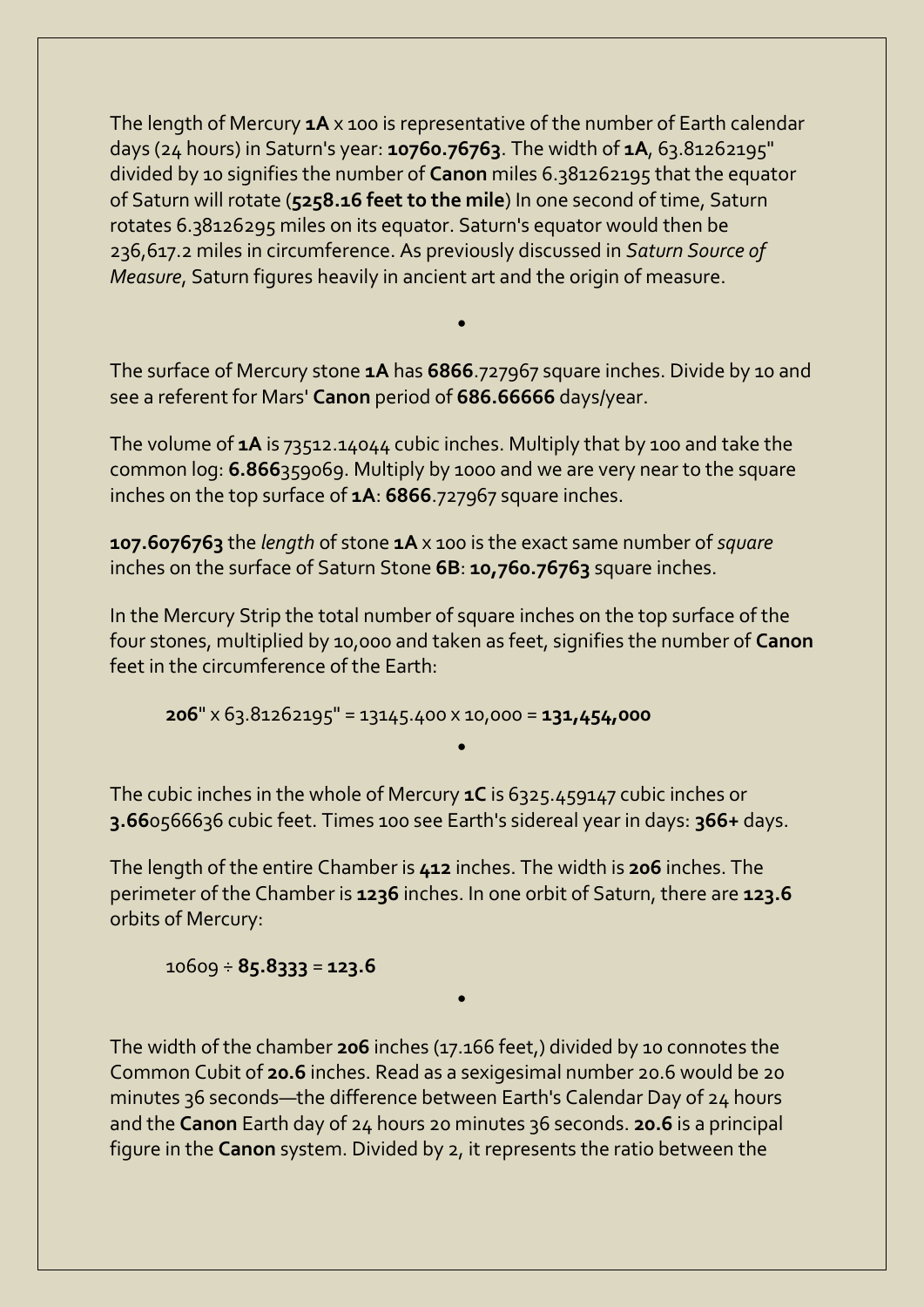The length of Mercury **1A** x 100 is representative of the number of Earth calendar days (24 hours) in Saturn's year: **10760.76763**. The width of **1A**, 63.81262195" divided by 10 signifies the number of **Canon** miles 6.381262195 that the equator of Saturn will rotate (**5258.16 feet to the mile**) In one second of time, Saturn rotates 6.38126295 miles on its equator. Saturn's equator would then be 236,617.2 miles in circumference. As previously discussed in *Saturn Source of Measure*, Saturn figures heavily in ancient art and the origin of measure.

•

The surface of Mercury stone **1A** has **6866**.727967 square inches. Divide by 10 and see a referent for Mars' **Canon** period of **686.66666** days/year.

The volume of **1A** is 73512.14044 cubic inches. Multiply that by 100 and take the common log: **6.866**359069. Multiply by 1000 and we are very near to the square inches on the top surface of **1A**: **6866**.727967 square inches.

**107.6076763** the *length* of stone **1A** x 100 is the exact same number of *square* inches on the surface of Saturn Stone **6B**: **10,760.76763** square inches.

In the Mercury Strip the total number of square inches on the top surface of the four stones, multiplied by 10,000 and taken as feet, signifies the number of **Canon** feet in the circumference of the Earth:

> **206**" x 63.81262195" = 13145.400 x 10,000 = **131,454,000**

•

The cubic inches in the whole of Mercury **1C** is 6325.459147 cubic inches or **3.66**0566636 cubic feet. Times 100 see Earth's sidereal year in days: **366+** days.

The length of the entire Chamber is **412** inches. The width is **206** inches. The perimeter of the Chamber is **1236** inches. In one orbit of Saturn, there are **123.6** orbits of Mercury:

> 10609 ÷ **85.8333** = **123.6**

•

The width of the chamber **206** inches (17.166 feet,) divided by 10 connotes the Common Cubit of **20.6** inches. Read as a sexigesimal number 20.6 would be 20 minutes 36 seconds—the difference between Earth's Calendar Day of 24 hours and the **Canon** Earth day of 24 hours 20 minutes 36 seconds. **20.6** is a principal figure in the **Canon** system. Divided by 2, it represents the ratio between the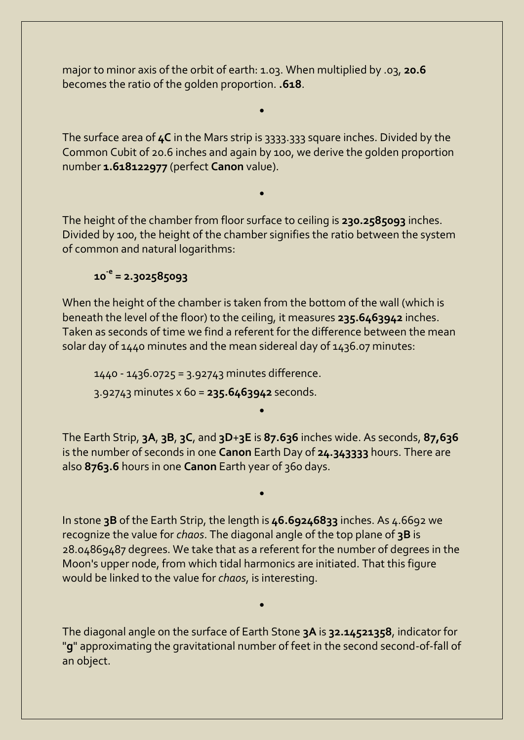major to minor axis of the orbit of earth: 1.03. When multiplied by .03, **20.6** becomes the ratio of the golden proportion. **.618**.

•

The surface area of **4C** in the Mars strip is 3333.333 square inches. Divided by the Common Cubit of 20.6 inches and again by 100, we derive the golden proportion number **1.618122977** (perfect **Canon** value).

•

The height of the chamber from floor surface to ceiling is **230.2585093** inches. Divided by 100, the height of the chamber signifies the ratio between the system of common and natural logarithms:

$$10^{-e} = 2.302585093$$

When the height of the chamber is taken from the bottom of the wall (which is beneath the level of the floor) to the ceiling, it measures **235.6463942** inches. Taken as seconds of time we find a referent for the difference between the mean solar day of 1440 minutes and the mean sidereal day of 1436.07 minutes:

1440 - 1436.0725 = 3.92743 minutes difference.

3.92743 minutes x 60 = **235.6463942** seconds.

•

The Earth Strip, **3A**, **3B**, **3C**, and **3D**+**3E** is **87.636** inches wide. As seconds, **87,636** is the number of seconds in one **Canon** Earth Day of **24.343333** hours. There are also **8763.6** hours in one **Canon** Earth year of 360 days.

•

In stone **3B** of the Earth Strip, the length is **46.69246833** inches. As 4.6692 we recognize the value for *chaos*. The diagonal angle of the top plane of **3B** is 28.04869487 degrees. We take that as a referent for the number of degrees in the Moon's upper node, from which tidal harmonics are initiated. That this figure would be linked to the value for *chaos*, is interesting.

•

The diagonal angle on the surface of Earth Stone **3A** is **32.14521358**, indicator for "**g**" approximating the gravitational number of feet in the second second-of-fall of an object.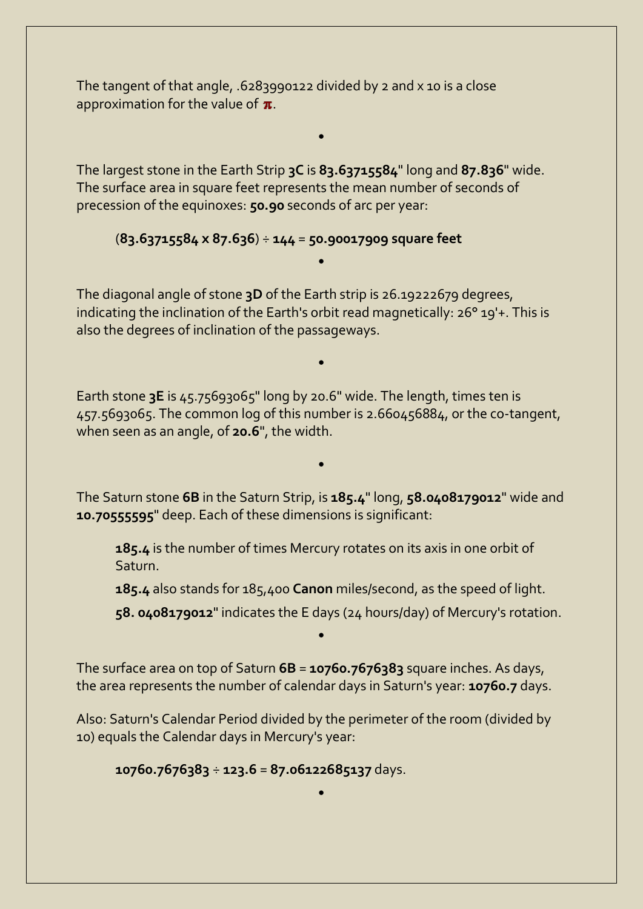The tangent of that angle, .6283990122 divided by 2 and x 10 is a close approximation for the value of **π**.

•

The largest stone in the Earth Strip **3C** is **83.63715584**" long and **87.836**" wide. The surface area in square feet represents the mean number of seconds of precession of the equinoxes: **50.90** seconds of arc per year:

> (**83.63715584 x 87.636**) ÷ **144** = **50.90017909 square feet**

•

The diagonal angle of stone **3D** of the Earth strip is 26.19222679 degrees, indicating the inclination of the Earth's orbit read magnetically: 26° 19'+. This is also the degrees of inclination of the passageways.

•

Earth stone **3E** is 45.75693065" long by 20.6" wide. The length, times ten is 457.5693065. The common log of this number is 2.660456884, or the co-tangent, when seen as an angle, of **20.6**", the width.

•

The Saturn stone **6B** in the Saturn Strip, is **185.4**" long, **58.0408179012**" wide and **10.70555595**" deep. Each of these dimensions is significant:

> **185.4** is the number of times Mercury rotates on its axis in one orbit of Saturn.
>
> **185.4** also stands for 185,400 **Canon** miles/second, as the speed of light.
>
> **58. 0408179012**" indicates the E days (24 hours/day) of Mercury's rotation.

•

The surface area on top of Saturn **6B** = **10760.7676383** square inches. As days, the area represents the number of calendar days in Saturn's year: **10760.7** days.

Also: Saturn's Calendar Period divided by the perimeter of the room (divided by 10) equals the Calendar days in Mercury's year:

> **10760.7676383** ÷ **123.6** = **87.06122685137** days.

•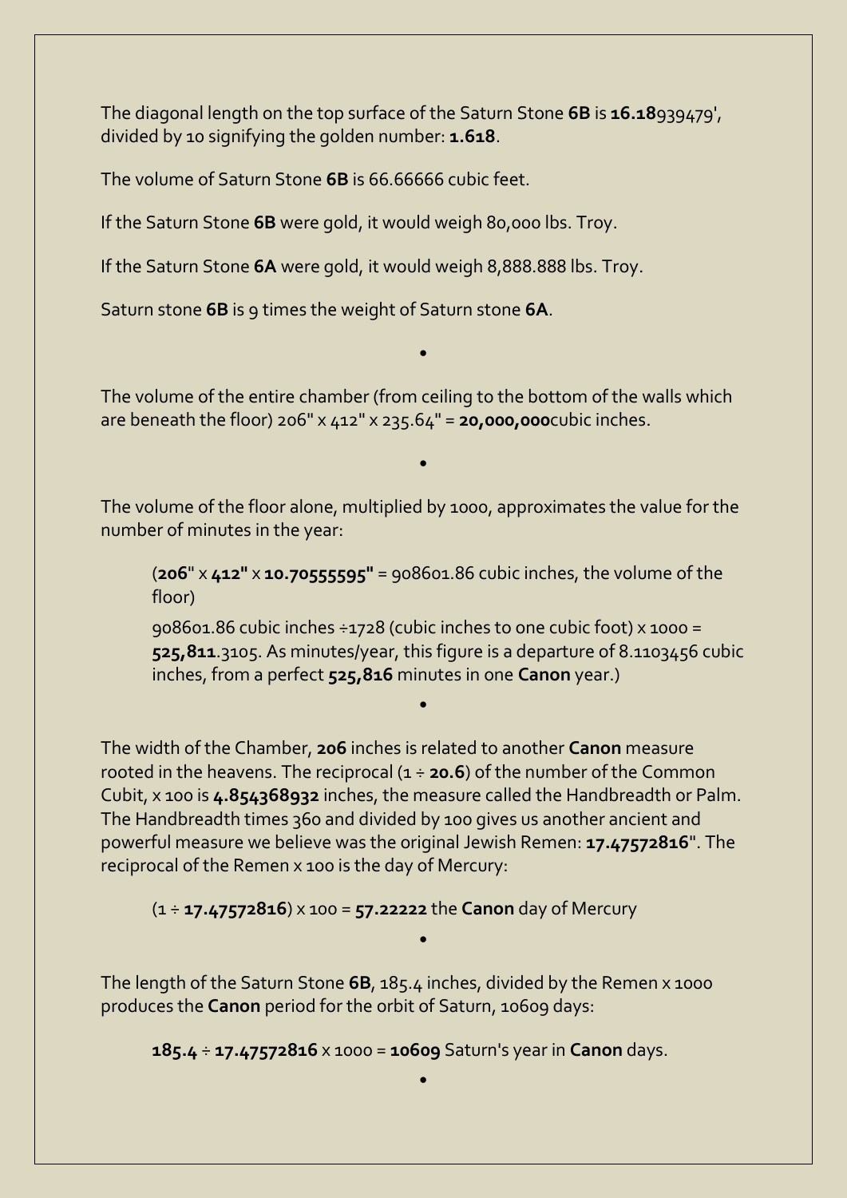The diagonal length on the top surface of the Saturn Stone **6B** is **16.18**939479', divided by 10 signifying the golden number: **1.618**.

The volume of Saturn Stone **6B** is 66.66666 cubic feet.

If the Saturn Stone **6B** were gold, it would weigh 80,000 lbs. Troy.

If the Saturn Stone **6A** were gold, it would weigh 8,888.888 lbs. Troy.

Saturn stone **6B** is 9 times the weight of Saturn stone **6A**.

•

The volume of the entire chamber (from ceiling to the bottom of the walls which are beneath the floor) 206" x 412" x 235.64" = **20,000,000**cubic inches.

•

The volume of the floor alone, multiplied by 1000, approximates the value for the number of minutes in the year:

> (**206**" x **412"** x **10.70555595"** = 908601.86 cubic inches, the volume of the floor)
>
> 908601.86 cubic inches ÷1728 (cubic inches to one cubic foot) x 1000 = **525,811**.3105. As minutes/year, this figure is a departure of 8.1103456 cubic inches, from a perfect **525,816** minutes in one **Canon** year.)

•

The width of the Chamber, **206** inches is related to another **Canon** measure rooted in the heavens. The reciprocal (1 ÷ **20.6**) of the number of the Common Cubit, x 100 is **4.854368932** inches, the measure called the Handbreadth or Palm. The Handbreadth times 360 and divided by 100 gives us another ancient and powerful measure we believe was the original Jewish Remen: **17.47572816**". The reciprocal of the Remen x 100 is the day of Mercury:

> (1 ÷ **17.47572816**) x 100 = **57.22222** the **Canon** day of Mercury

•

The length of the Saturn Stone **6B**, 185.4 inches, divided by the Remen x 1000 produces the **Canon** period for the orbit of Saturn, 10609 days:

> **185.4** ÷ **17.47572816** x 1000 = **10609** Saturn's year in **Canon** days.

•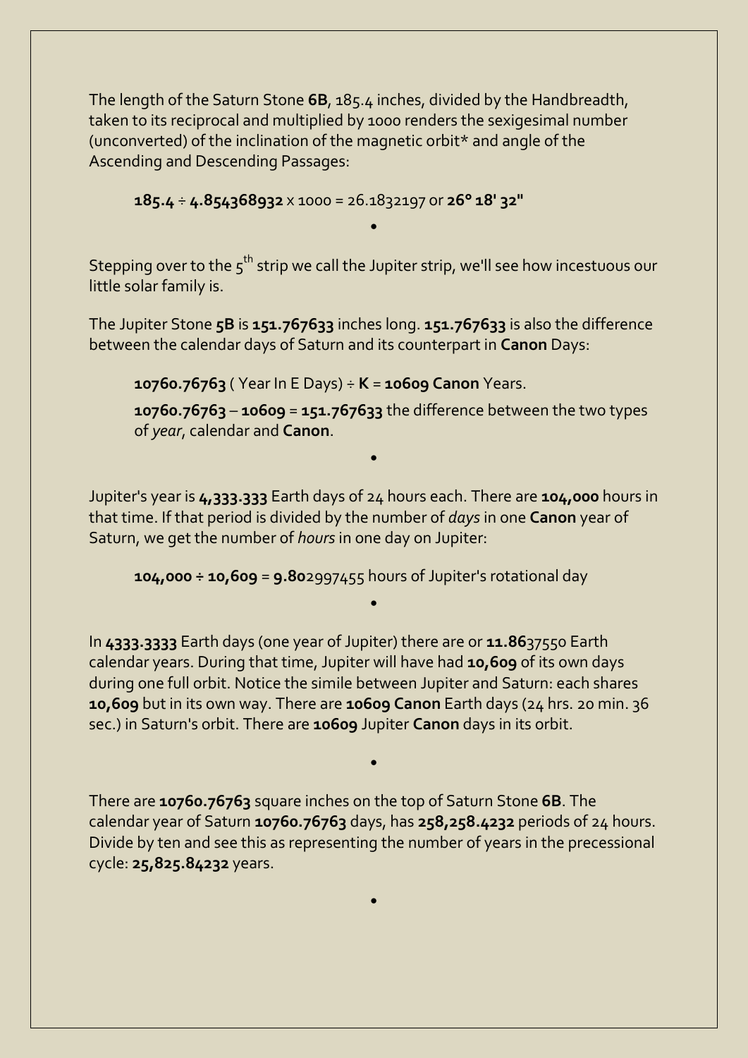The length of the Saturn Stone **6B**, 185.4 inches, divided by the Handbreadth, taken to its reciprocal and multiplied by 1000 renders the sexigesimal number (unconverted) of the inclination of the magnetic orbit* and angle of the Ascending and Descending Passages:

> **185.4** ÷ **4.854368932** x 1000 = 26.1832197 or **26° 18' 32"**

•

Stepping over to the 5th strip we call the Jupiter strip, we'll see how incestuous our little solar family is.

The Jupiter Stone **5B** is **151.767633** inches long. **151.767633** is also the difference between the calendar days of Saturn and its counterpart in **Canon** Days:

> **10760.76763** ( Year In E Days) ÷ **K** = **10609 Canon** Years.
>
> **10760.76763** – **10609** = **151.767633** the difference between the two types of *year*, calendar and **Canon**.

•

Jupiter's year is **4,333.333** Earth days of 24 hours each. There are **104,000** hours in that time. If that period is divided by the number of *days* in one **Canon** year of Saturn, we get the number of *hours* in one day on Jupiter:

> **104,000 ÷ 10,609** = **9.80**2997455 hours of Jupiter's rotational day

•

In **4333.3333** Earth days (one year of Jupiter) there are or **11.86**37550 Earth calendar years. During that time, Jupiter will have had **10,609** of its own days during one full orbit. Notice the simile between Jupiter and Saturn: each shares **10,609** but in its own way. There are **10609 Canon** Earth days (24 hrs. 20 min. 36 sec.) in Saturn's orbit. There are **10609** Jupiter **Canon** days in its orbit.

•

There are **10760.76763** square inches on the top of Saturn Stone **6B**. The calendar year of Saturn **10760.76763** days, has **258,258.4232** periods of 24 hours. Divide by ten and see this as representing the number of years in the precessional cycle: **25,825.84232** years.

•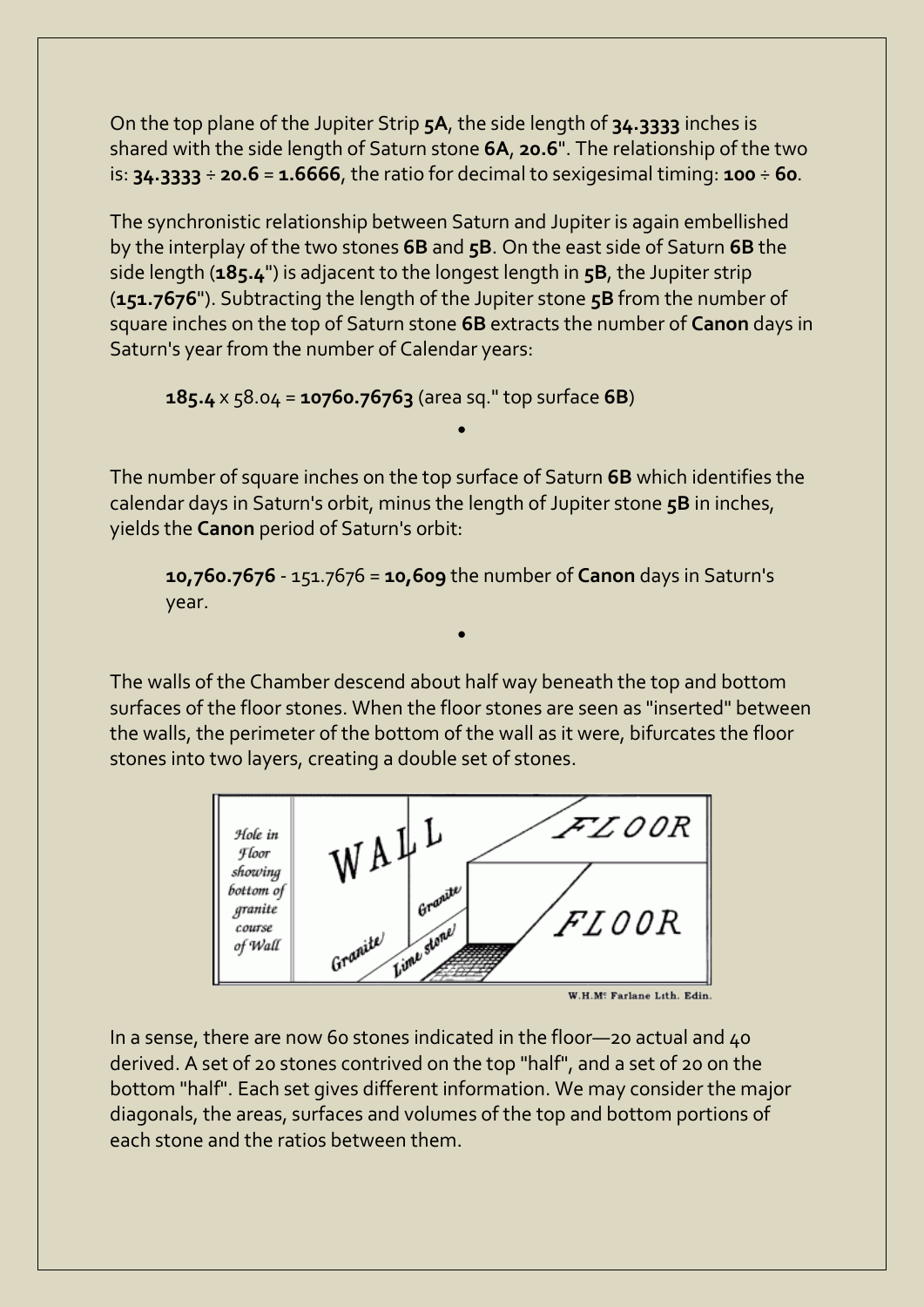On the top plane of the Jupiter Strip **5A**, the side length of **34.3333** inches is shared with the side length of Saturn stone **6A**, **20.6**". The relationship of the two is: **34.3333** ÷ **20.6** = **1.6666**, the ratio for decimal to sexigesimal timing: **100** ÷ **60**.

The synchronistic relationship between Saturn and Jupiter is again embellished by the interplay of the two stones **6B** and **5B**. On the east side of Saturn **6B** the side length (**185.4**") is adjacent to the longest length in **5B**, the Jupiter strip (**151.7676**"). Subtracting the length of the Jupiter stone **5B** from the number of square inches on the top of Saturn stone **6B** extracts the number of **Canon** days in Saturn's year from the number of Calendar years:

> **185.4** x 58.04 = **10760.76763** (area sq." top surface **6B**)

•

The number of square inches on the top surface of Saturn **6B** which identifies the calendar days in Saturn's orbit, minus the length of Jupiter stone **5B** in inches, yields the **Canon** period of Saturn's orbit:

> **10,760.7676** - 151.7676 = **10,609** the number of **Canon** days in Saturn's year.

•

The walls of the Chamber descend about half way beneath the top and bottom surfaces of the floor stones. When the floor stones are seen as "inserted" between the walls, the perimeter of the bottom of the wall as it were, bifurcates the floor stones into two layers, creating a double set of stones.

Hole in Floor showing bottom of granite course of Wall

WALL

FLOOR

FLOOR

Granite

Granite

Lime stone

W.H.M^c Farlane Lith. Edin.

In a sense, there are now 60 stones indicated in the floor—20 actual and 40 derived. A set of 20 stones contrived on the top "half", and a set of 20 on the bottom "half". Each set gives different information. We may consider the major diagonals, the areas, surfaces and volumes of the top and bottom portions of each stone and the ratios between them.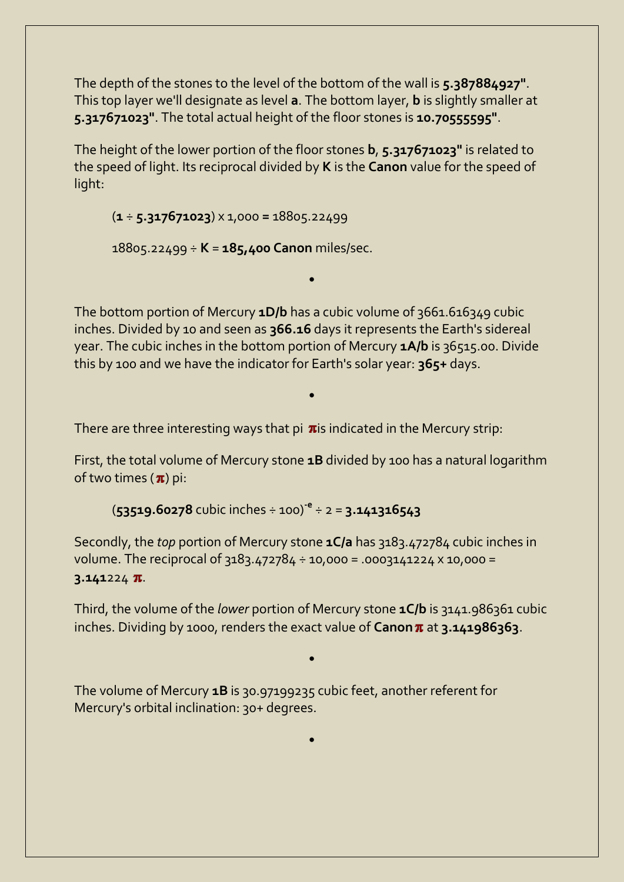The depth of the stones to the level of the bottom of the wall is **5.387884927"**. This top layer we'll designate as level **a**. The bottom layer, **b** is slightly smaller at **5.317671023"**. The total actual height of the floor stones is **10.70555595"**.

The height of the lower portion of the floor stones **b**, **5.317671023"** is related to the speed of light. Its reciprocal divided by **K** is the **Canon** value for the speed of light:

> (**1** ÷ **5.317671023**) x 1,000 **=** 18805.22499
>
> 18805.22499 ÷ **K** = **185,400 Canon** miles/sec.

•

The bottom portion of Mercury **1D/b** has a cubic volume of 3661.616349 cubic inches. Divided by 10 and seen as **366.16** days it represents the Earth's sidereal year. The cubic inches in the bottom portion of Mercury **1A/b** is 36515.00. Divide this by 100 and we have the indicator for Earth's solar year: **365+** days.

•

There are three interesting ways that pi **π** is indicated in the Mercury strip:

First, the total volume of Mercury stone **1B** divided by 100 has a natural logarithm of two times (**π**) pi:

> (**53519.60278** cubic inches ÷ 100)$^{-e}$ ÷ 2 = **3.141316543**

Secondly, the *top* portion of Mercury stone **1C/a** has 3183.472784 cubic inches in volume. The reciprocal of 3183.472784 ÷ 10,000 = .0003141224 x 10,000 = **3.141**224 **π**.

Third, the volume of the *lower* portion of Mercury stone **1C/b** is 3141.986361 cubic inches. Dividing by 1000, renders the exact value of **Canon π** at **3.141986363**.

•

The volume of Mercury **1B** is 30.97199235 cubic feet, another referent for Mercury's orbital inclination: 30+ degrees.

•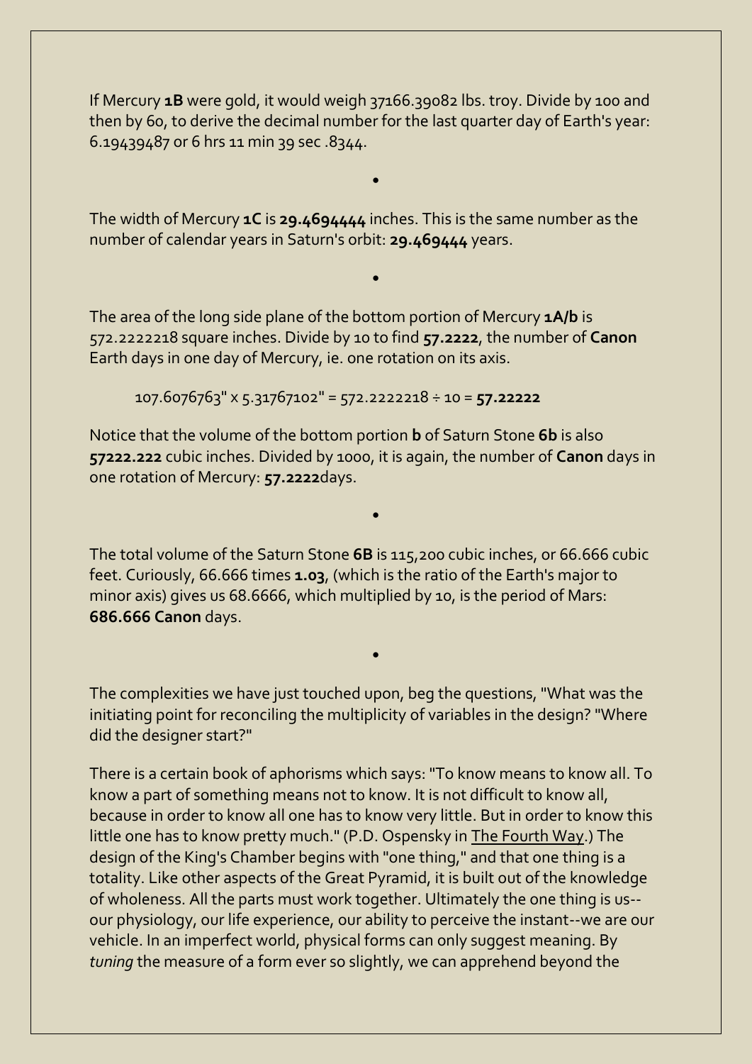If Mercury **1B** were gold, it would weigh 37166.39082 lbs. troy. Divide by 100 and then by 60, to derive the decimal number for the last quarter day of Earth's year: 6.19439487 or 6 hrs 11 min 39 sec .8344.

•

The width of Mercury **1C** is **29.4694444** inches. This is the same number as the number of calendar years in Saturn's orbit: **29.469444** years.

•

The area of the long side plane of the bottom portion of Mercury **1A/b** is 572.2222218 square inches. Divide by 10 to find **57.2222**, the number of **Canon** Earth days in one day of Mercury, ie. one rotation on its axis.

107.6076763" x 5.31767102" = 572.2222218 ÷ 10 = **57.22222**

Notice that the volume of the bottom portion **b** of Saturn Stone **6b** is also **57222.222** cubic inches. Divided by 1000, it is again, the number of **Canon** days in one rotation of Mercury: **57.2222**days.

•

The total volume of the Saturn Stone **6B** is 115,200 cubic inches, or 66.666 cubic feet. Curiously, 66.666 times **1.03**, (which is the ratio of the Earth's major to minor axis) gives us 68.6666, which multiplied by 10, is the period of Mars: **686.666 Canon** days.

•

The complexities we have just touched upon, beg the questions, "What was the initiating point for reconciling the multiplicity of variables in the design? "Where did the designer start?"

There is a certain book of aphorisms which says: "To know means to know all. To know a part of something means not to know. It is not difficult to know all, because in order to know all one has to know very little. But in order to know this little one has to know pretty much." (P.D. Ospensky in The Fourth Way.) The design of the King's Chamber begins with "one thing," and that one thing is a totality. Like other aspects of the Great Pyramid, it is built out of the knowledge of wholeness. All the parts must work together. Ultimately the one thing is us--our physiology, our life experience, our ability to perceive the instant--we are our vehicle. In an imperfect world, physical forms can only suggest meaning. By *tuning* the measure of a form ever so slightly, we can apprehend beyond the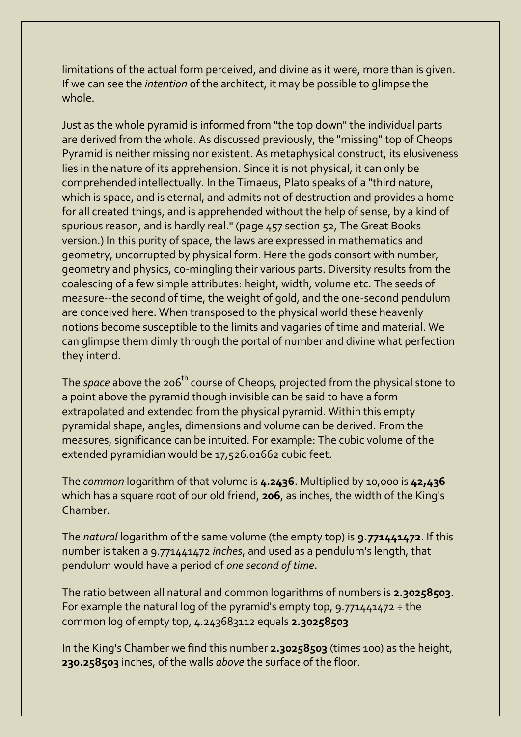limitations of the actual form perceived, and divine as it were, more than is given. If we can see the *intention* of the architect, it may be possible to glimpse the whole.

Just as the whole pyramid is informed from "the top down" the individual parts are derived from the whole. As discussed previously, the "missing" top of Cheops Pyramid is neither missing nor existent. As metaphysical construct, its elusiveness lies in the nature of its apprehension. Since it is not physical, it can only be comprehended intellectually. In the Timaeus, Plato speaks of a "third nature, which is space, and is eternal, and admits not of destruction and provides a home for all created things, and is apprehended without the help of sense, by a kind of spurious reason, and is hardly real." (page 457 section 52, The Great Books version.) In this purity of space, the laws are expressed in mathematics and geometry, uncorrupted by physical form. Here the gods consort with number, geometry and physics, co-mingling their various parts. Diversity results from the coalescing of a few simple attributes: height, width, volume etc. The seeds of measure--the second of time, the weight of gold, and the one-second pendulum are conceived here. When transposed to the physical world these heavenly notions become susceptible to the limits and vagaries of time and material. We can glimpse them dimly through the portal of number and divine what perfection they intend.

The *space* above the 206th course of Cheops, projected from the physical stone to a point above the pyramid though invisible can be said to have a form extrapolated and extended from the physical pyramid. Within this empty pyramidal shape, angles, dimensions and volume can be derived. From the measures, significance can be intuited. For example: The cubic volume of the extended pyramidian would be 17,526.01662 cubic feet.

The *common* logarithm of that volume is **4.2436**. Multiplied by 10,000 is **42,436** which has a square root of our old friend, **206**, as inches, the width of the King's Chamber.

The *natural* logarithm of the same volume (the empty top) is **9.771441472**. If this number is taken a 9.771441472 *inches*, and used as a pendulum's length, that pendulum would have a period of *one second of time*.

The ratio between all natural and common logarithms of numbers is **2.30258503**. For example the natural log of the pyramid's empty top, 9.771441472 ÷ the common log of empty top, 4.243683112 equals **2.30258503**

In the King's Chamber we find this number **2.30258503** (times 100) as the height, **230.258503** inches, of the walls *above* the surface of the floor.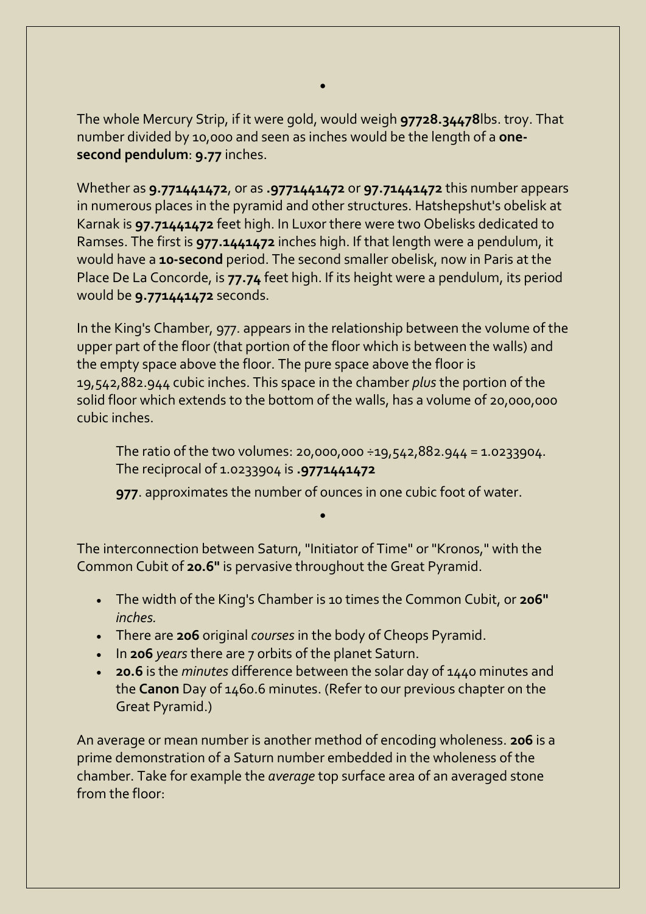•

The whole Mercury Strip, if it were gold, would weigh **97728.34478**lbs. troy. That number divided by 10,000 and seen as inches would be the length of a **one-second pendulum**: **9.77** inches.

Whether as **9.771441472**, or as **.9771441472** or **97.71441472** this number appears in numerous places in the pyramid and other structures. Hatshepshut's obelisk at Karnak is **97.71441472** feet high. In Luxor there were two Obelisks dedicated to Ramses. The first is **977.1441472** inches high. If that length were a pendulum, it would have a **10-second** period. The second smaller obelisk, now in Paris at the Place De La Concorde, is **77.74** feet high. If its height were a pendulum, its period would be **9.771441472** seconds.

In the King's Chamber, 977. appears in the relationship between the volume of the upper part of the floor (that portion of the floor which is between the walls) and the empty space above the floor. The pure space above the floor is 19,542,882.944 cubic inches. This space in the chamber *plus* the portion of the solid floor which extends to the bottom of the walls, has a volume of 20,000,000 cubic inches.

> The ratio of the two volumes: 20,000,000 ÷19,542,882.944 = 1.0233904. The reciprocal of 1.0233904 is **.9771441472**
>
> **977**. approximates the number of ounces in one cubic foot of water.

•

The interconnection between Saturn, "Initiator of Time" or "Kronos," with the Common Cubit of **20.6"** is pervasive throughout the Great Pyramid.

- The width of the King's Chamber is 10 times the Common Cubit, or **206"** *inches.*
- There are **206** original *courses* in the body of Cheops Pyramid.
- In **206** *years* there are 7 orbits of the planet Saturn.
- **20.6** is the *minutes* difference between the solar day of 1440 minutes and the **Canon** Day of 1460.6 minutes. (Refer to our previous chapter on the Great Pyramid.)

An average or mean number is another method of encoding wholeness. **206** is a prime demonstration of a Saturn number embedded in the wholeness of the chamber. Take for example the *average* top surface area of an averaged stone from the floor: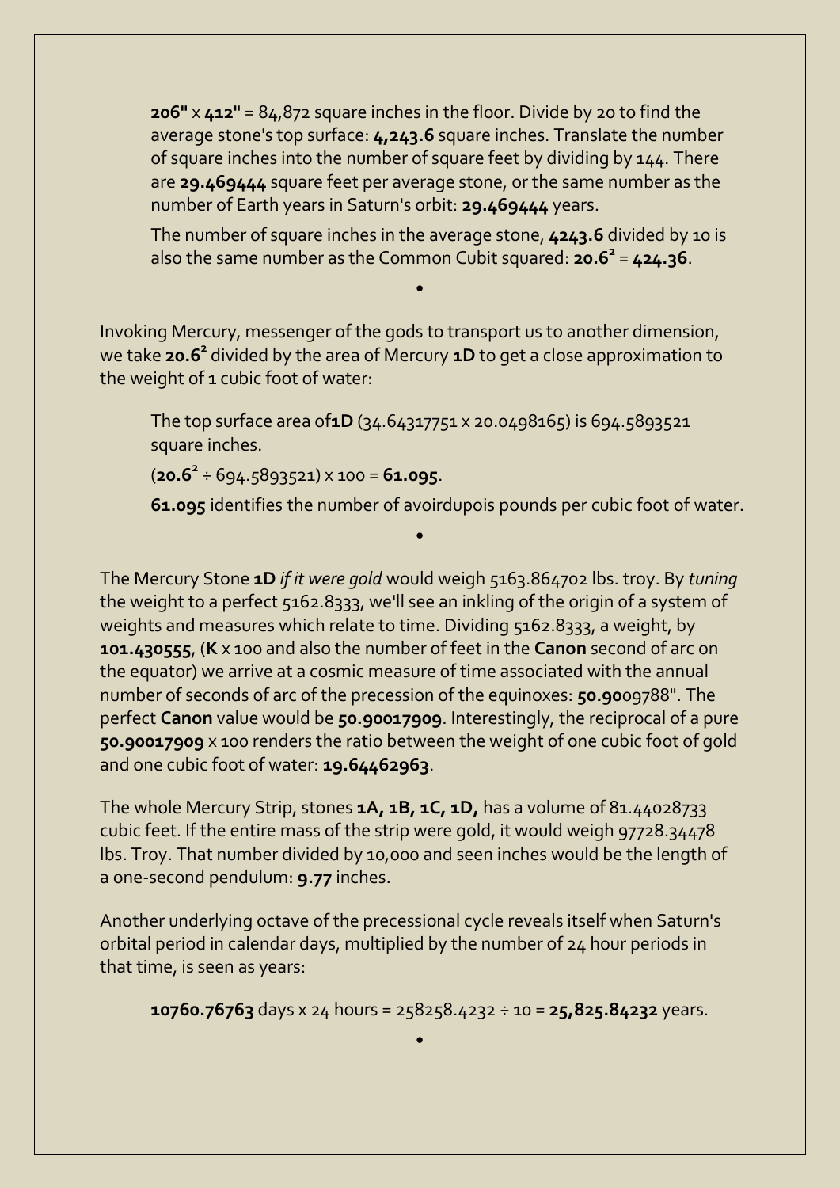**206"** x **412"** = 84,872 square inches in the floor. Divide by 20 to find the average stone's top surface: **4,243.6** square inches. Translate the number of square inches into the number of square feet by dividing by 144. There are **29.469444** square feet per average stone, or the same number as the number of Earth years in Saturn's orbit: **29.469444** years.

The number of square inches in the average stone, **4243.6** divided by 10 is also the same number as the Common Cubit squared: $\mathbf{20.6^2}$ = **424.36**.

•

Invoking Mercury, messenger of the gods to transport us to another dimension, we take $\mathbf{20.6^2}$ divided by the area of Mercury **1D** to get a close approximation to the weight of 1 cubic foot of water:

The top surface area of**1D** (34.64317751 x 20.0498165) is 694.5893521 square inches.

($\mathbf{20.6^2}$ ÷ 694.5893521) x 100 = **61.095**.

**61.095** identifies the number of avoirdupois pounds per cubic foot of water.

•

The Mercury Stone **1D** *if it were gold* would weigh 5163.864702 lbs. troy. By *tuning* the weight to a perfect 5162.8333, we'll see an inkling of the origin of a system of weights and measures which relate to time. Dividing 5162.8333, a weight, by **101.430555**, (**K** x 100 and also the number of feet in the **Canon** second of arc on the equator) we arrive at a cosmic measure of time associated with the annual number of seconds of arc of the precession of the equinoxes: **50.90**09788". The perfect **Canon** value would be **50.90017909**. Interestingly, the reciprocal of a pure **50.90017909** x 100 renders the ratio between the weight of one cubic foot of gold and one cubic foot of water: **19.64462963**.

The whole Mercury Strip, stones **1A, 1B, 1C, 1D,** has a volume of 81.44028733 cubic feet. If the entire mass of the strip were gold, it would weigh 97728.34478 lbs. Troy. That number divided by 10,000 and seen inches would be the length of a one-second pendulum: **9.77** inches.

Another underlying octave of the precessional cycle reveals itself when Saturn's orbital period in calendar days, multiplied by the number of 24 hour periods in that time, is seen as years:

**10760.76763** days x 24 hours = 258258.4232 ÷ 10 = **25,825.84232** years.

•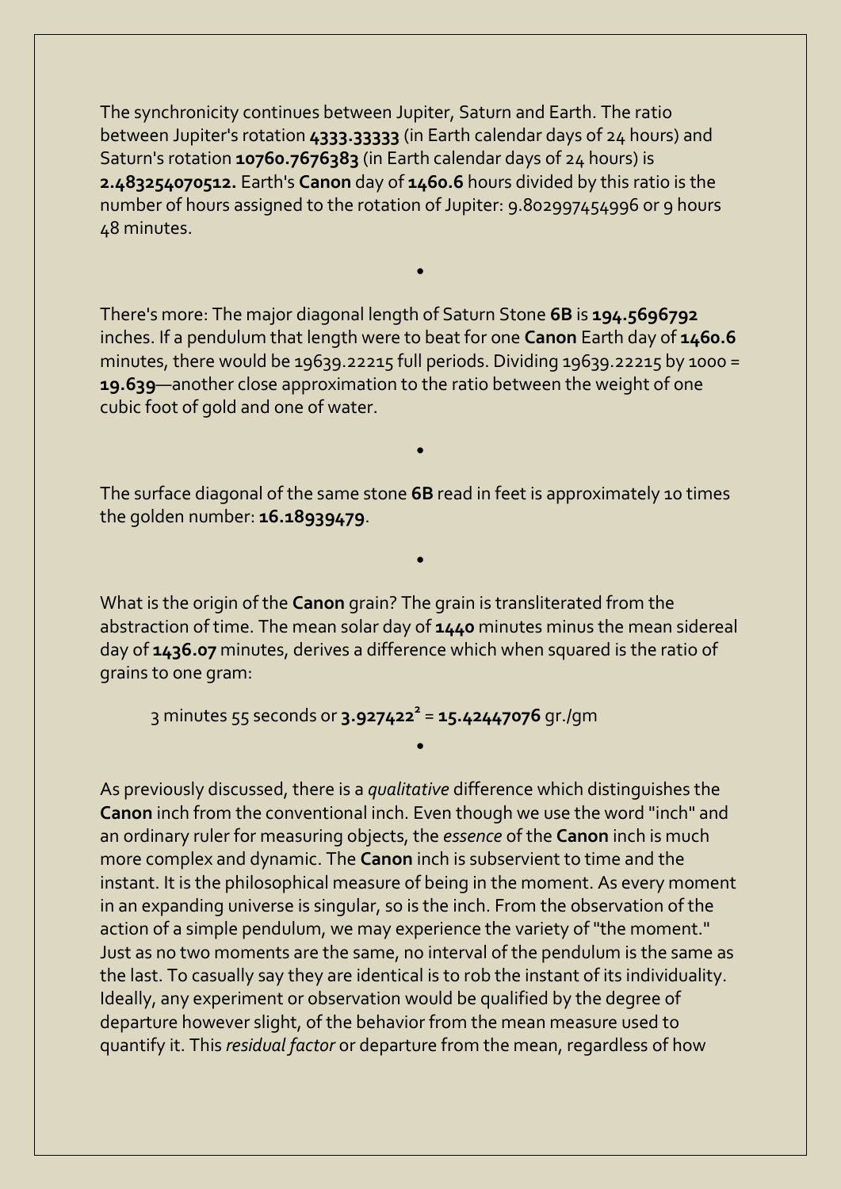The synchronicity continues between Jupiter, Saturn and Earth. The ratio between Jupiter's rotation **4333.33333** (in Earth calendar days of 24 hours) and Saturn's rotation **10760.7676383** (in Earth calendar days of 24 hours) is **2.483254070512.** Earth's **Canon** day of **1460.6** hours divided by this ratio is the number of hours assigned to the rotation of Jupiter: 9.802997454996 or 9 hours 48 minutes.

•

There's more: The major diagonal length of Saturn Stone **6B** is **194.5696792** inches. If a pendulum that length were to beat for one **Canon** Earth day of **1460.6** minutes, there would be 19639.22215 full periods. Dividing 19639.22215 by 1000 = **19.639**—another close approximation to the ratio between the weight of one cubic foot of gold and one of water.

•

The surface diagonal of the same stone **6B** read in feet is approximately 10 times the golden number: **16.18939479**.

•

What is the origin of the **Canon** grain? The grain is transliterated from the abstraction of time. The mean solar day of **1440** minutes minus the mean sidereal day of **1436.07** minutes, derives a difference which when squared is the ratio of grains to one gram:

3 minutes 55 seconds or $\mathbf{3.927422^2}$ = **15.42447076** gr./gm

•

As previously discussed, there is a *qualitative* difference which distinguishes the **Canon** inch from the conventional inch. Even though we use the word "inch" and an ordinary ruler for measuring objects, the *essence* of the **Canon** inch is much more complex and dynamic. The **Canon** inch is subservient to time and the instant. It is the philosophical measure of being in the moment. As every moment in an expanding universe is singular, so is the inch. From the observation of the action of a simple pendulum, we may experience the variety of "the moment." Just as no two moments are the same, no interval of the pendulum is the same as the last. To casually say they are identical is to rob the instant of its individuality. Ideally, any experiment or observation would be qualified by the degree of departure however slight, of the behavior from the mean measure used to quantify it. This *residual factor* or departure from the mean, regardless of how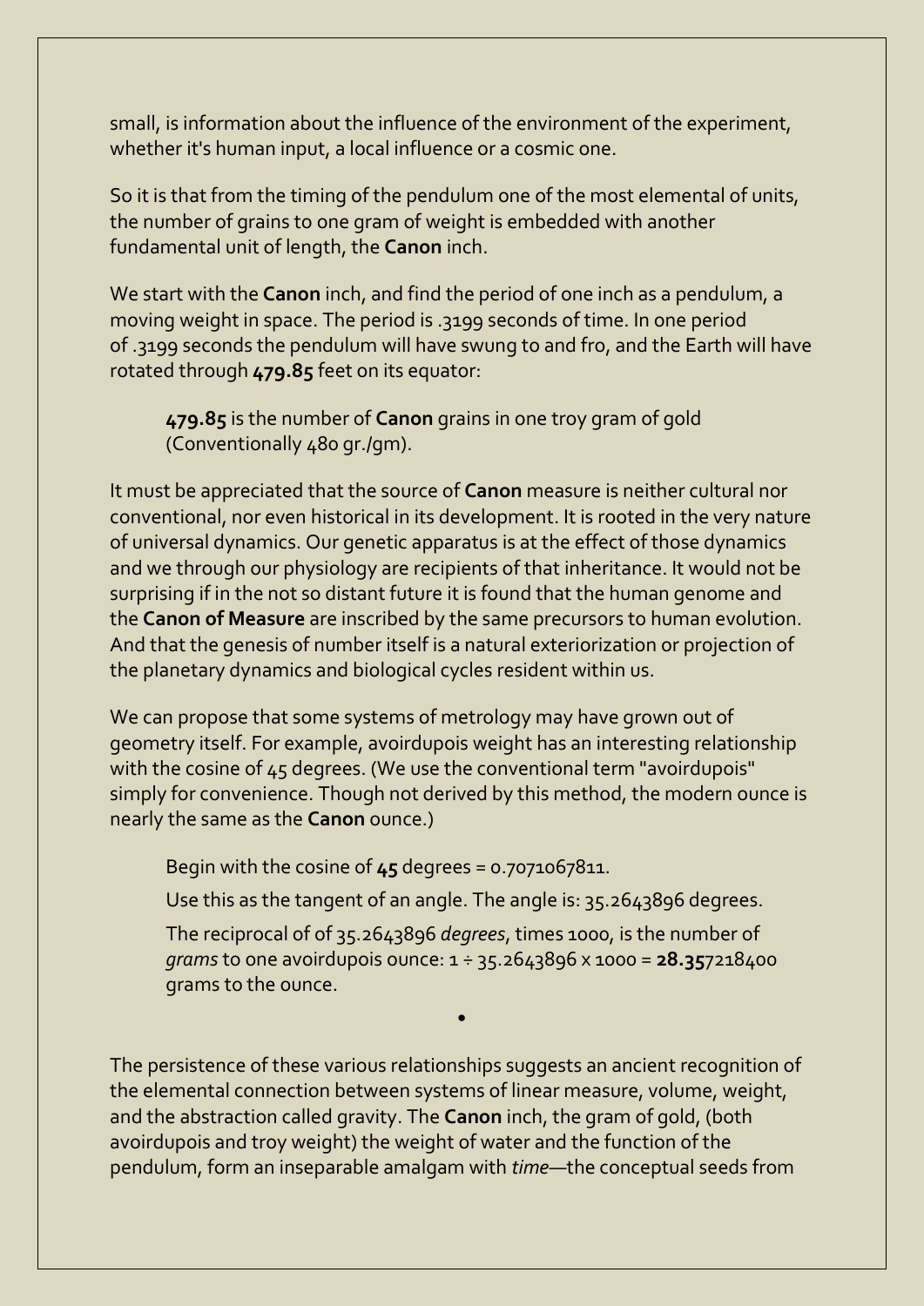small, is information about the influence of the environment of the experiment, whether it's human input, a local influence or a cosmic one.

So it is that from the timing of the pendulum one of the most elemental of units, the number of grains to one gram of weight is embedded with another fundamental unit of length, the **Canon** inch.

We start with the **Canon** inch, and find the period of one inch as a pendulum, a moving weight in space. The period is .3199 seconds of time. In one period of .3199 seconds the pendulum will have swung to and fro, and the Earth will have rotated through **479.85** feet on its equator:

> **479.85** is the number of **Canon** grains in one troy gram of gold (Conventionally 480 gr./gm).

It must be appreciated that the source of **Canon** measure is neither cultural nor conventional, nor even historical in its development. It is rooted in the very nature of universal dynamics. Our genetic apparatus is at the effect of those dynamics and we through our physiology are recipients of that inheritance. It would not be surprising if in the not so distant future it is found that the human genome and the **Canon of Measure** are inscribed by the same precursors to human evolution. And that the genesis of number itself is a natural exteriorization or projection of the planetary dynamics and biological cycles resident within us.

We can propose that some systems of metrology may have grown out of geometry itself. For example, avoirdupois weight has an interesting relationship with the cosine of 45 degrees. (We use the conventional term "avoirdupois" simply for convenience. Though not derived by this method, the modern ounce is nearly the same as the **Canon** ounce.)

> Begin with the cosine of **45** degrees = 0.7071067811.
>
> Use this as the tangent of an angle. The angle is: 35.2643896 degrees.
>
> The reciprocal of of 35.2643896 *degrees*, times 1000, is the number of *grams* to one avoirdupois ounce: 1 ÷ 35.2643896 x 1000 = **28.35**7218400 grams to the ounce.

•

The persistence of these various relationships suggests an ancient recognition of the elemental connection between systems of linear measure, volume, weight, and the abstraction called gravity. The **Canon** inch, the gram of gold, (both avoirdupois and troy weight) the weight of water and the function of the pendulum, form an inseparable amalgam with *time*—the conceptual seeds from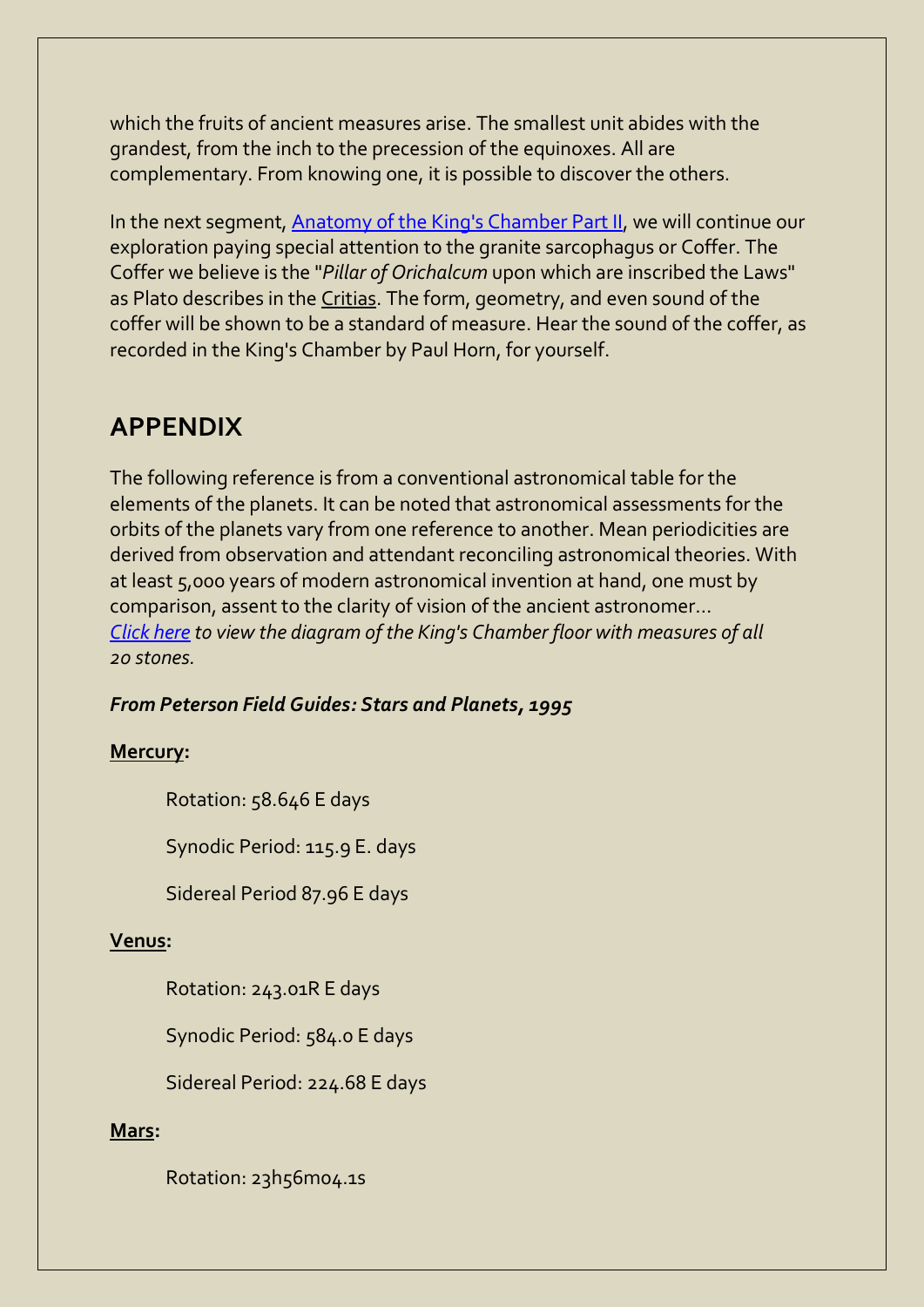which the fruits of ancient measures arise. The smallest unit abides with the grandest, from the inch to the precession of the equinoxes. All are complementary. From knowing one, it is possible to discover the others.

In the next segment, Anatomy of the King's Chamber Part II, we will continue our exploration paying special attention to the granite sarcophagus or Coffer. The Coffer we believe is the "*Pillar of Orichalcum* upon which are inscribed the Laws" as Plato describes in the Critias. The form, geometry, and even sound of the coffer will be shown to be a standard of measure. Hear the sound of the coffer, as recorded in the King's Chamber by Paul Horn, for yourself.

## APPENDIX

The following reference is from a conventional astronomical table for the elements of the planets. It can be noted that astronomical assessments for the orbits of the planets vary from one reference to another. Mean periodicities are derived from observation and attendant reconciling astronomical theories. With at least 5,000 years of modern astronomical invention at hand, one must by comparison, assent to the clarity of vision of the ancient astronomer...
*Click here to view the diagram of the King's Chamber floor with measures of all 20 stones.*

***From Peterson Field Guides: Stars and Planets, 1995***

**Mercury:**

Rotation: 58.646 E days

Synodic Period: 115.9 E. days

Sidereal Period 87.96 E days

**Venus:**

Rotation: 243.01R E days

Synodic Period: 584.0 E days

Sidereal Period: 224.68 E days

**Mars:**

Rotation: 23h56m04.1s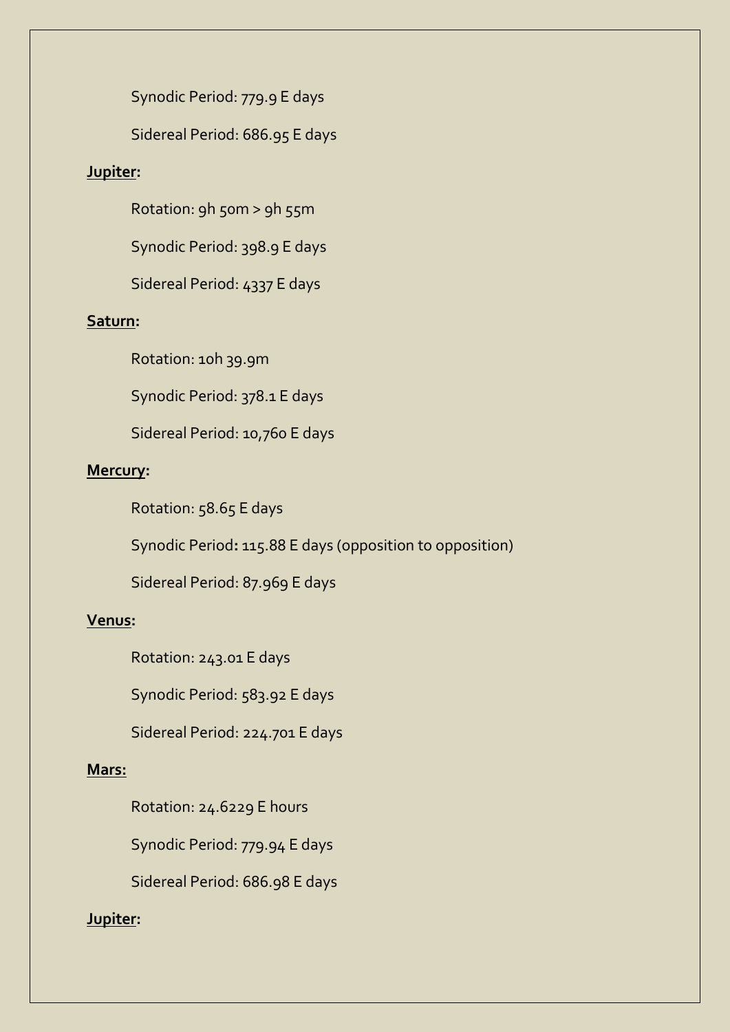Synodic Period: 779.9 E days

Sidereal Period: 686.95 E days

**Jupiter:**

Rotation: 9h 50m > 9h 55m

Synodic Period: 398.9 E days

Sidereal Period: 4337 E days

**Saturn:**

Rotation: 10h 39.9m

Synodic Period: 378.1 E days

Sidereal Period: 10,760 E days

**Mercury:**

Rotation: 58.65 E days

Synodic Period**:** 115.88 E days (opposition to opposition)

Sidereal Period: 87.969 E days

**Venus:**

Rotation: 243.01 E days

Synodic Period: 583.92 E days

Sidereal Period: 224.701 E days

**Mars:**

Rotation: 24.6229 E hours

Synodic Period: 779.94 E days

Sidereal Period: 686.98 E days

**Jupiter:**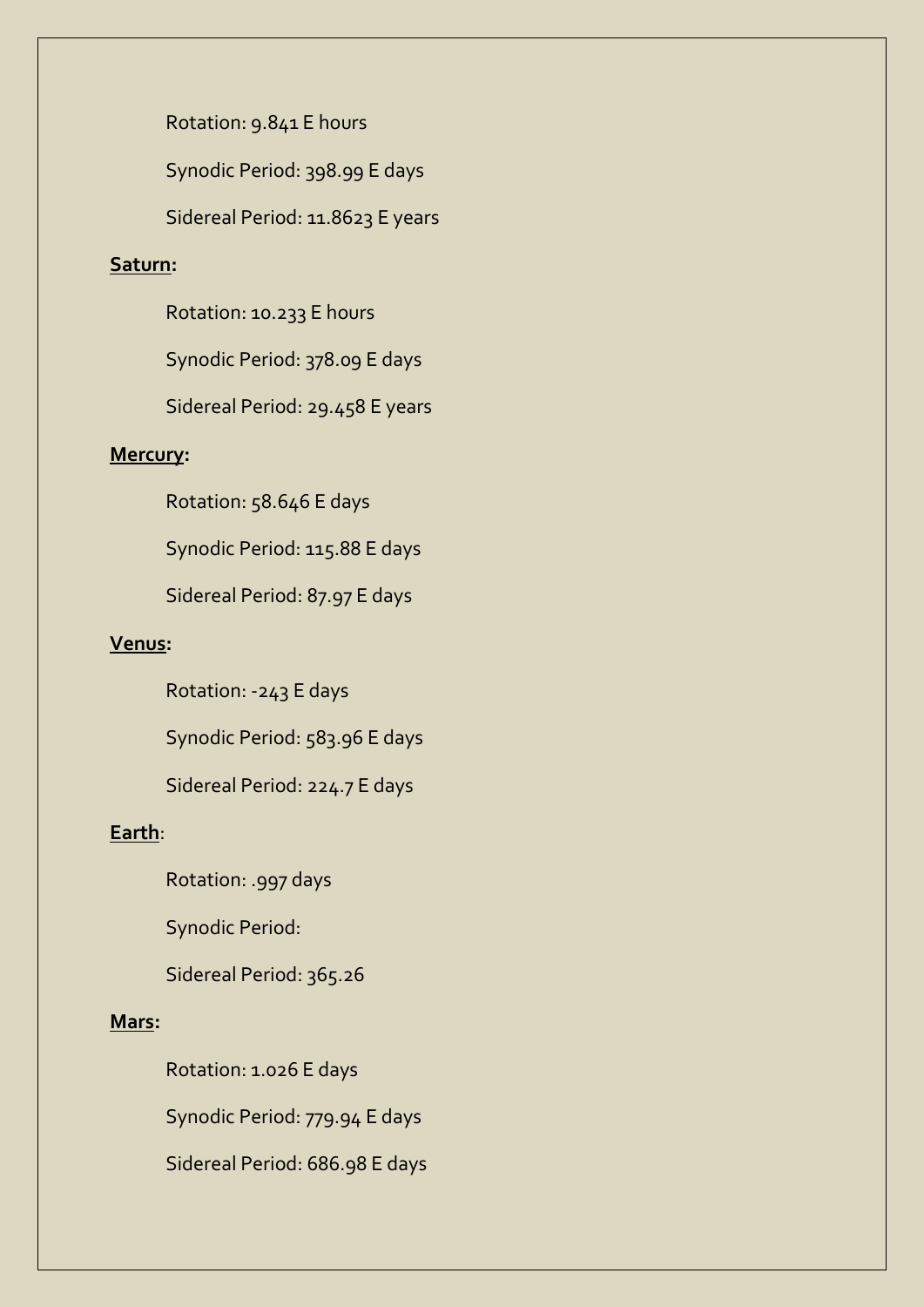Rotation: 9.841 E hours

Synodic Period: 398.99 E days

Sidereal Period: 11.8623 E years

**Saturn:**

Rotation: 10.233 E hours

Synodic Period: 378.09 E days

Sidereal Period: 29.458 E years

**Mercury:**

Rotation: 58.646 E days

Synodic Period: 115.88 E days

Sidereal Period: 87.97 E days

**Venus:**

Rotation: -243 E days

Synodic Period: 583.96 E days

Sidereal Period: 224.7 E days

**Earth**:

Rotation: .997 days

Synodic Period:

Sidereal Period: 365.26

**Mars:**

Rotation: 1.026 E days

Synodic Period: 779.94 E days

Sidereal Period: 686.98 E days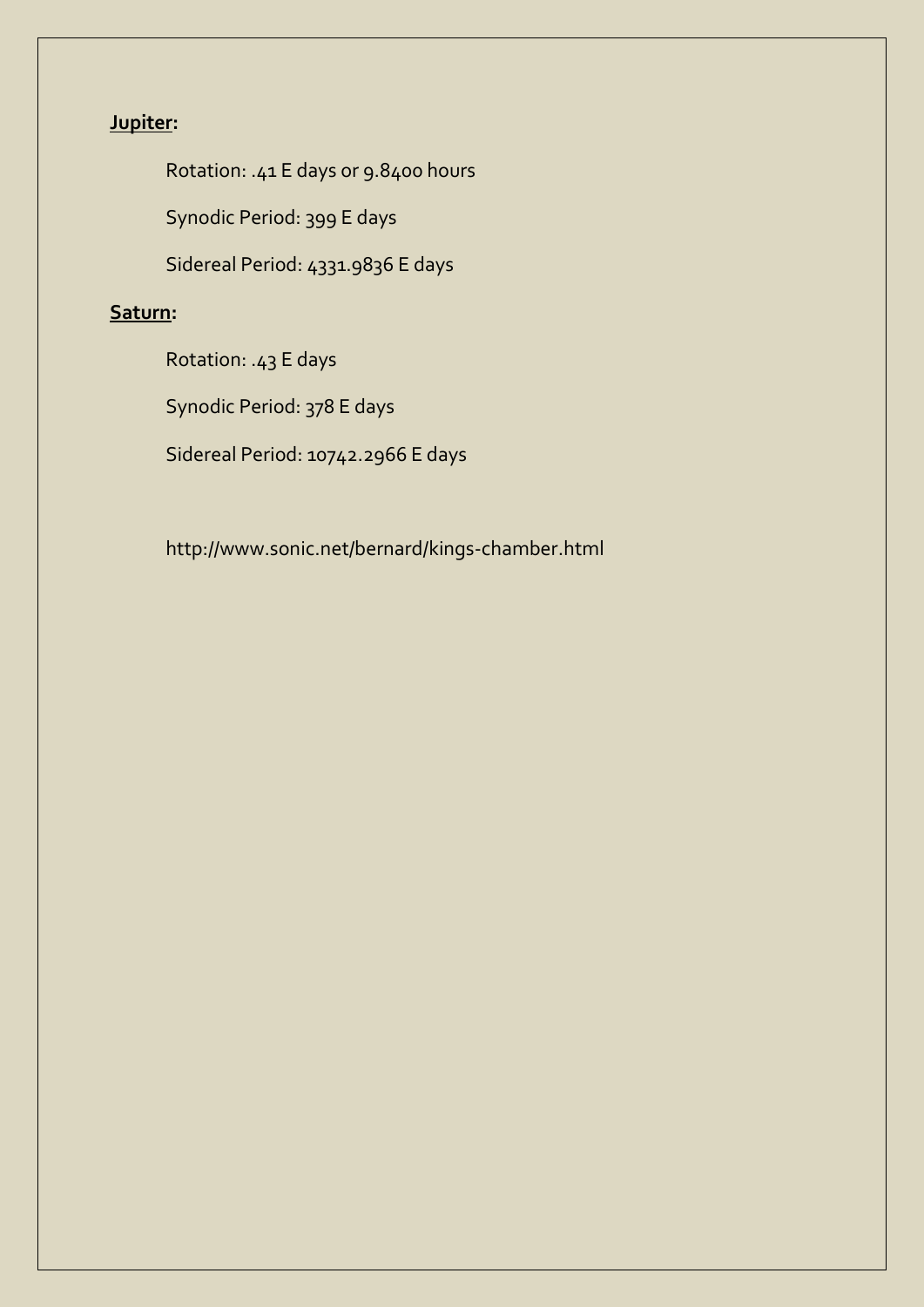**Jupiter:**

Rotation: .41 E days or 9.8400 hours

Synodic Period: 399 E days

Sidereal Period: 4331.9836 E days

**Saturn:**

Rotation: .43 E days

Synodic Period: 378 E days

Sidereal Period: 10742.2966 E days

http://www.sonic.net/bernard/kings-chamber.html